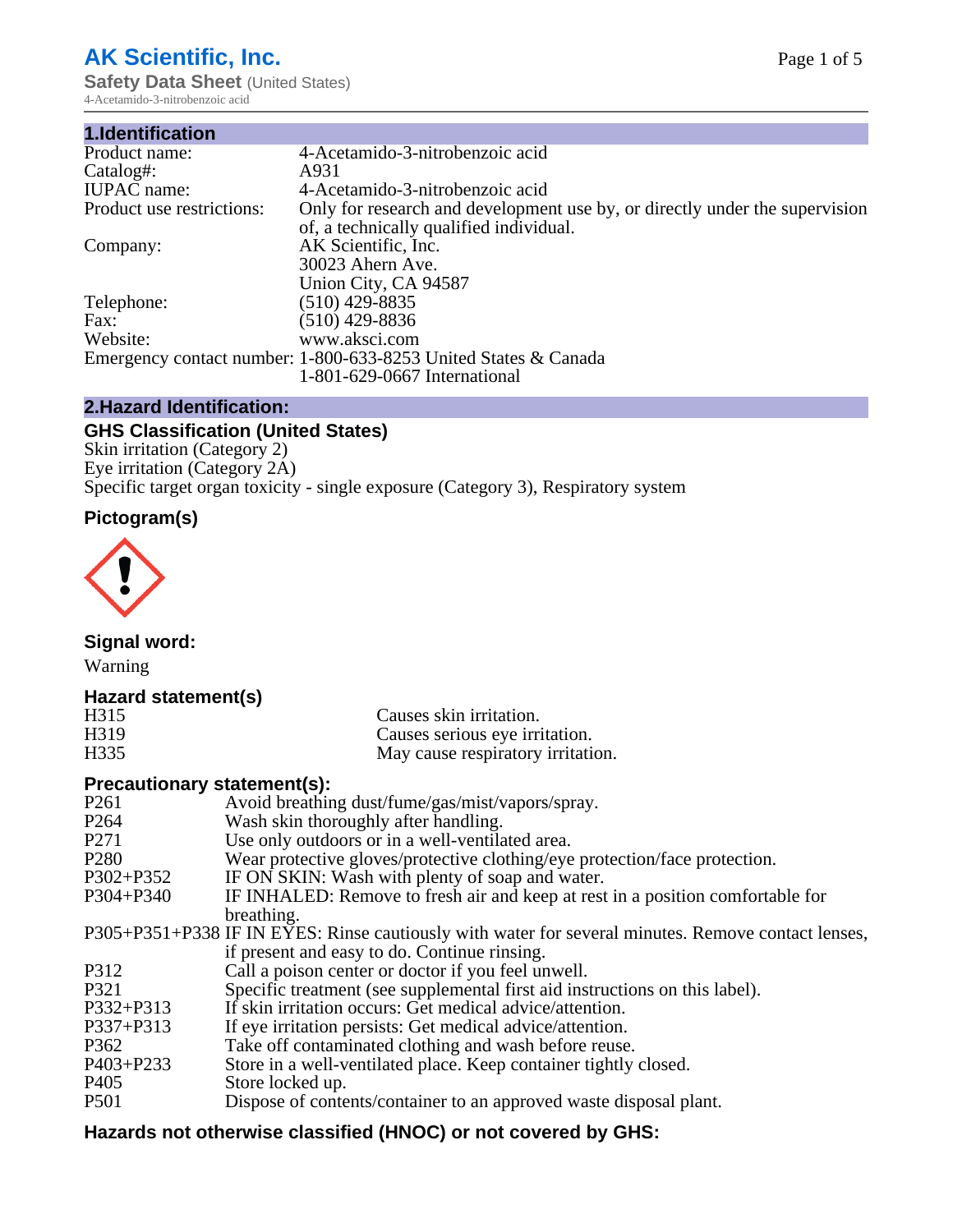# AK Scientific, Inc.

**Safety Data Sheet** (United States)
4-Acetamido-3-nitrobenzoic acid

## 1.Identification

| | |
|---|---|
| Product name: | 4-Acetamido-3-nitrobenzoic acid |
| Catalog#: | A931 |
| IUPAC name: | 4-Acetamido-3-nitrobenzoic acid |
| Product use restrictions: | Only for research and development use by, or directly under the supervision of, a technically qualified individual. |
| Company: | AK Scientific, Inc.<br>30023 Ahern Ave.<br>Union City, CA 94587 |
| Telephone: | (510) 429-8835 |
| Fax: | (510) 429-8836 |
| Website: | www.aksci.com |
| Emergency contact number: | 1-800-633-8253 United States & Canada<br>1-801-629-0667 International |

## 2.Hazard Identification:

### GHS Classification (United States)

Skin irritation (Category 2)
Eye irritation (Category 2A)
Specific target organ toxicity - single exposure (Category 3), Respiratory system

### Pictogram(s)

### Signal word:

Warning

### Hazard statement(s)

| | |
|---|---|
| H315 | Causes skin irritation. |
| H319 | Causes serious eye irritation. |
| H335 | May cause respiratory irritation. |

### Precautionary statement(s):

| | |
|---|---|
| P261 | Avoid breathing dust/fume/gas/mist/vapors/spray. |
| P264 | Wash skin thoroughly after handling. |
| P271 | Use only outdoors or in a well-ventilated area. |
| P280 | Wear protective gloves/protective clothing/eye protection/face protection. |
| P302+P352 | IF ON SKIN: Wash with plenty of soap and water. |
| P304+P340 | IF INHALED: Remove to fresh air and keep at rest in a position comfortable for breathing. |
| P305+P351+P338 | IF IN EYES: Rinse cautiously with water for several minutes. Remove contact lenses, if present and easy to do. Continue rinsing. |
| P312 | Call a poison center or doctor if you feel unwell. |
| P321 | Specific treatment (see supplemental first aid instructions on this label). |
| P332+P313 | If skin irritation occurs: Get medical advice/attention. |
| P337+P313 | If eye irritation persists: Get medical advice/attention. |
| P362 | Take off contaminated clothing and wash before reuse. |
| P403+P233 | Store in a well-ventilated place. Keep container tightly closed. |
| P405 | Store locked up. |
| P501 | Dispose of contents/container to an approved waste disposal plant. |

### Hazards not otherwise classified (HNOC) or not covered by GHS: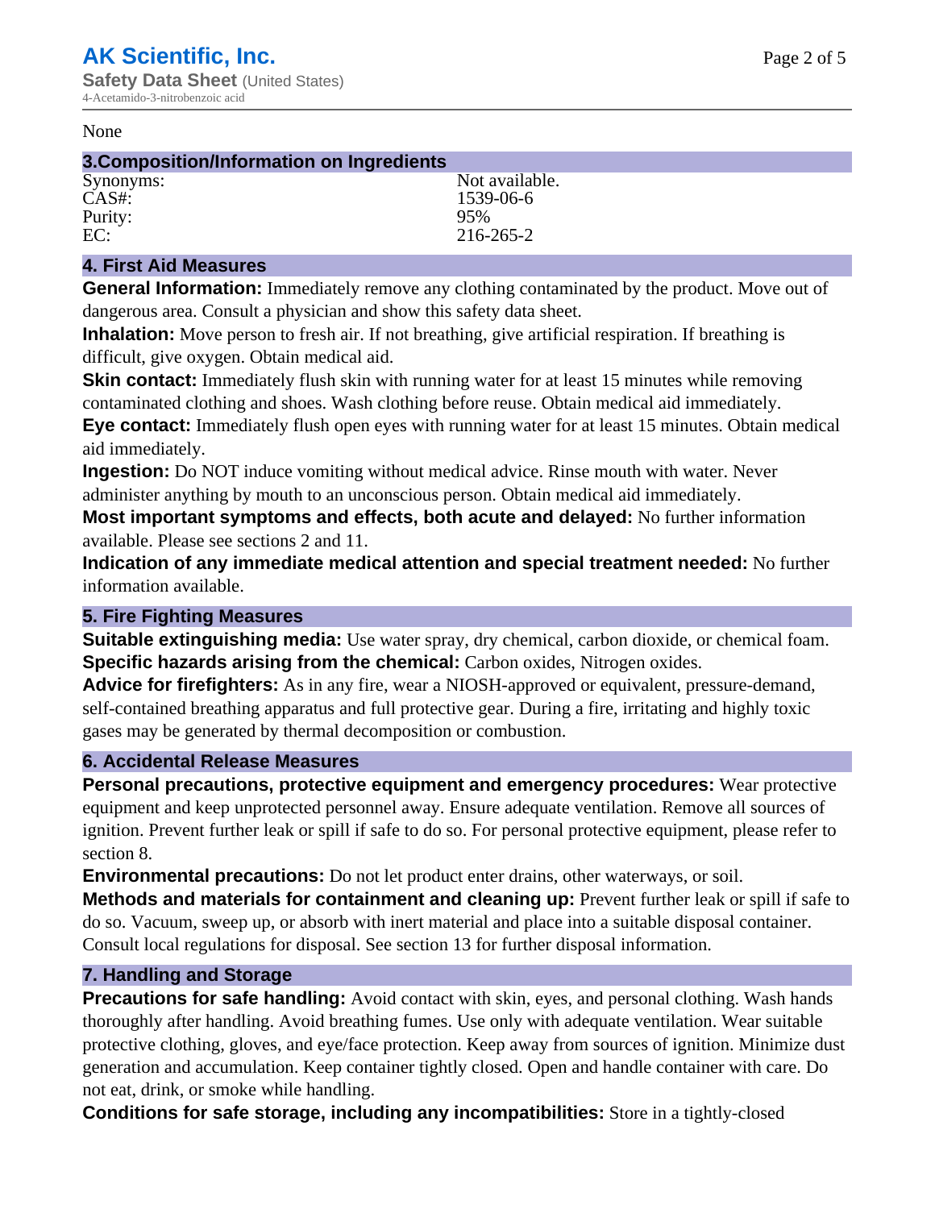None

## 3.Composition/Information on Ingredients

| | |
|---|---|
| Synonyms: | Not available. |
| CAS#: | 1539-06-6 |
| Purity: | 95% |
| EC: | 216-265-2 |

## 4. First Aid Measures

**General Information:** Immediately remove any clothing contaminated by the product. Move out of dangerous area. Consult a physician and show this safety data sheet.

**Inhalation:** Move person to fresh air. If not breathing, give artificial respiration. If breathing is difficult, give oxygen. Obtain medical aid.

**Skin contact:** Immediately flush skin with running water for at least 15 minutes while removing contaminated clothing and shoes. Wash clothing before reuse. Obtain medical aid immediately.

**Eye contact:** Immediately flush open eyes with running water for at least 15 minutes. Obtain medical aid immediately.

**Ingestion:** Do NOT induce vomiting without medical advice. Rinse mouth with water. Never administer anything by mouth to an unconscious person. Obtain medical aid immediately.

**Most important symptoms and effects, both acute and delayed:** No further information available. Please see sections 2 and 11.

**Indication of any immediate medical attention and special treatment needed:** No further information available.

## 5. Fire Fighting Measures

**Suitable extinguishing media:** Use water spray, dry chemical, carbon dioxide, or chemical foam.

**Specific hazards arising from the chemical:** Carbon oxides, Nitrogen oxides.

**Advice for firefighters:** As in any fire, wear a NIOSH-approved or equivalent, pressure-demand, self-contained breathing apparatus and full protective gear. During a fire, irritating and highly toxic gases may be generated by thermal decomposition or combustion.

## 6. Accidental Release Measures

**Personal precautions, protective equipment and emergency procedures:** Wear protective equipment and keep unprotected personnel away. Ensure adequate ventilation. Remove all sources of ignition. Prevent further leak or spill if safe to do so. For personal protective equipment, please refer to section 8.

**Environmental precautions:** Do not let product enter drains, other waterways, or soil.

**Methods and materials for containment and cleaning up:** Prevent further leak or spill if safe to do so. Vacuum, sweep up, or absorb with inert material and place into a suitable disposal container. Consult local regulations for disposal. See section 13 for further disposal information.

## 7. Handling and Storage

**Precautions for safe handling:** Avoid contact with skin, eyes, and personal clothing. Wash hands thoroughly after handling. Avoid breathing fumes. Use only with adequate ventilation. Wear suitable protective clothing, gloves, and eye/face protection. Keep away from sources of ignition. Minimize dust generation and accumulation. Keep container tightly closed. Open and handle container with care. Do not eat, drink, or smoke while handling.

**Conditions for safe storage, including any incompatibilities:** Store in a tightly-closed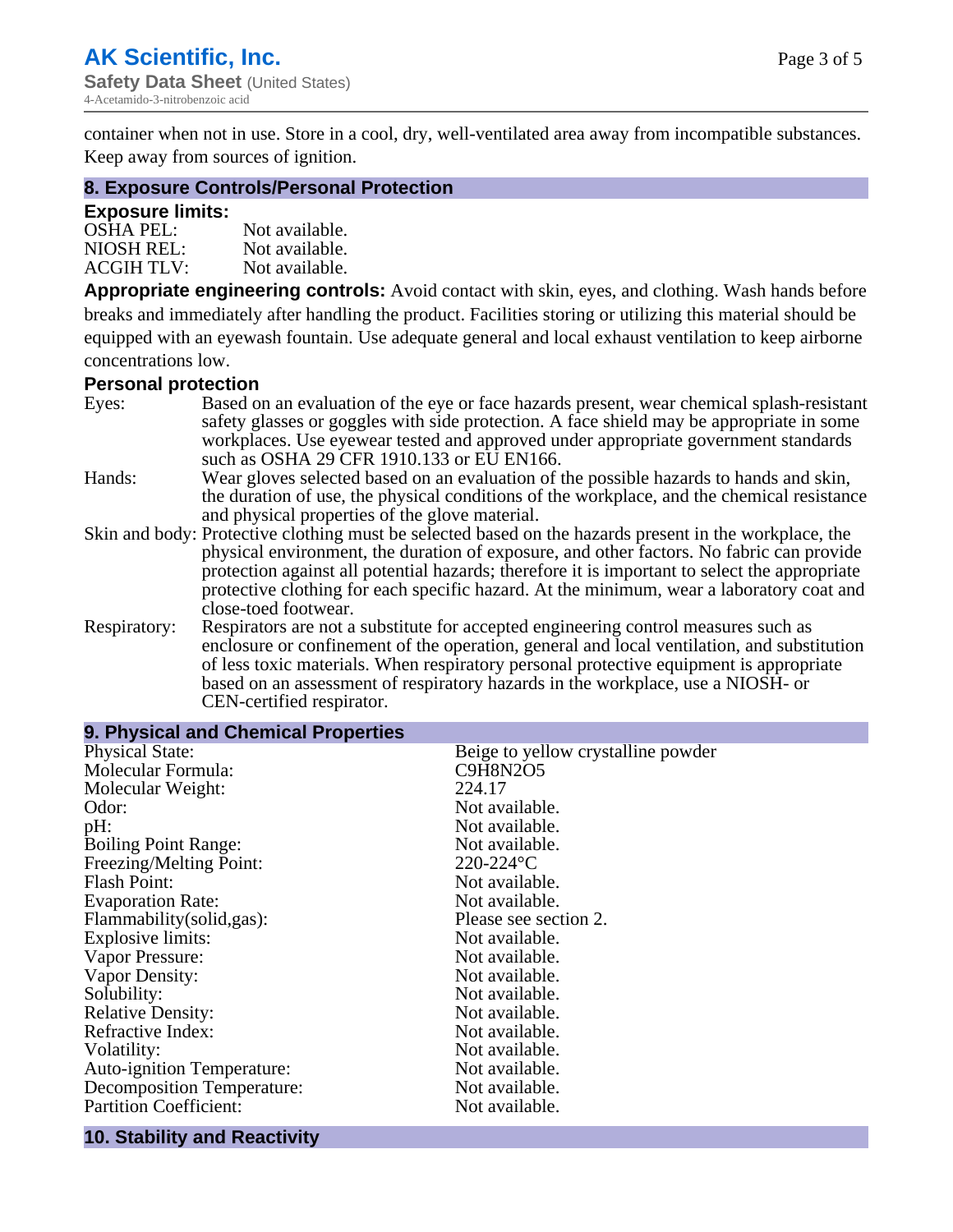container when not in use. Store in a cool, dry, well-ventilated area away from incompatible substances. Keep away from sources of ignition.

## 8. Exposure Controls/Personal Protection

### Exposure limits:

| | |
|---|---|
| OSHA PEL: | Not available. |
| NIOSH REL: | Not available. |
| ACGIH TLV: | Not available. |

**Appropriate engineering controls:** Avoid contact with skin, eyes, and clothing. Wash hands before breaks and immediately after handling the product. Facilities storing or utilizing this material should be equipped with an eyewash fountain. Use adequate general and local exhaust ventilation to keep airborne concentrations low.

### Personal protection

| | |
|---|---|
| Eyes: | Based on an evaluation of the eye or face hazards present, wear chemical splash-resistant safety glasses or goggles with side protection. A face shield may be appropriate in some workplaces. Use eyewear tested and approved under appropriate government standards such as OSHA 29 CFR 1910.133 or EU EN166. |
| Hands: | Wear gloves selected based on an evaluation of the possible hazards to hands and skin, the duration of use, the physical conditions of the workplace, and the chemical resistance and physical properties of the glove material. |
| Skin and body: | Protective clothing must be selected based on the hazards present in the workplace, the physical environment, the duration of exposure, and other factors. No fabric can provide protection against all potential hazards; therefore it is important to select the appropriate protective clothing for each specific hazard. At the minimum, wear a laboratory coat and close-toed footwear. |
| Respiratory: | Respirators are not a substitute for accepted engineering control measures such as enclosure or confinement of the operation, general and local ventilation, and substitution of less toxic materials. When respiratory personal protective equipment is appropriate based on an assessment of respiratory hazards in the workplace, use a NIOSH- or CEN-certified respirator. |

## 9. Physical and Chemical Properties

| | |
|---|---|
| Physical State: | Beige to yellow crystalline powder |
| Molecular Formula: | $C_9H_8N_2O_5$ |
| Molecular Weight: | 224.17 |
| Odor: | Not available. |
| pH: | Not available. |
| Boiling Point Range: | Not available. |
| Freezing/Melting Point: | 220-224°C |
| Flash Point: | Not available. |
| Evaporation Rate: | Not available. |
| Flammability(solid,gas): | Please see section 2. |
| Explosive limits: | Not available. |
| Vapor Pressure: | Not available. |
| Vapor Density: | Not available. |
| Solubility: | Not available. |
| Relative Density: | Not available. |
| Refractive Index: | Not available. |
| Volatility: | Not available. |
| Auto-ignition Temperature: | Not available. |
| Decomposition Temperature: | Not available. |
| Partition Coefficient: | Not available. |

## 10. Stability and Reactivity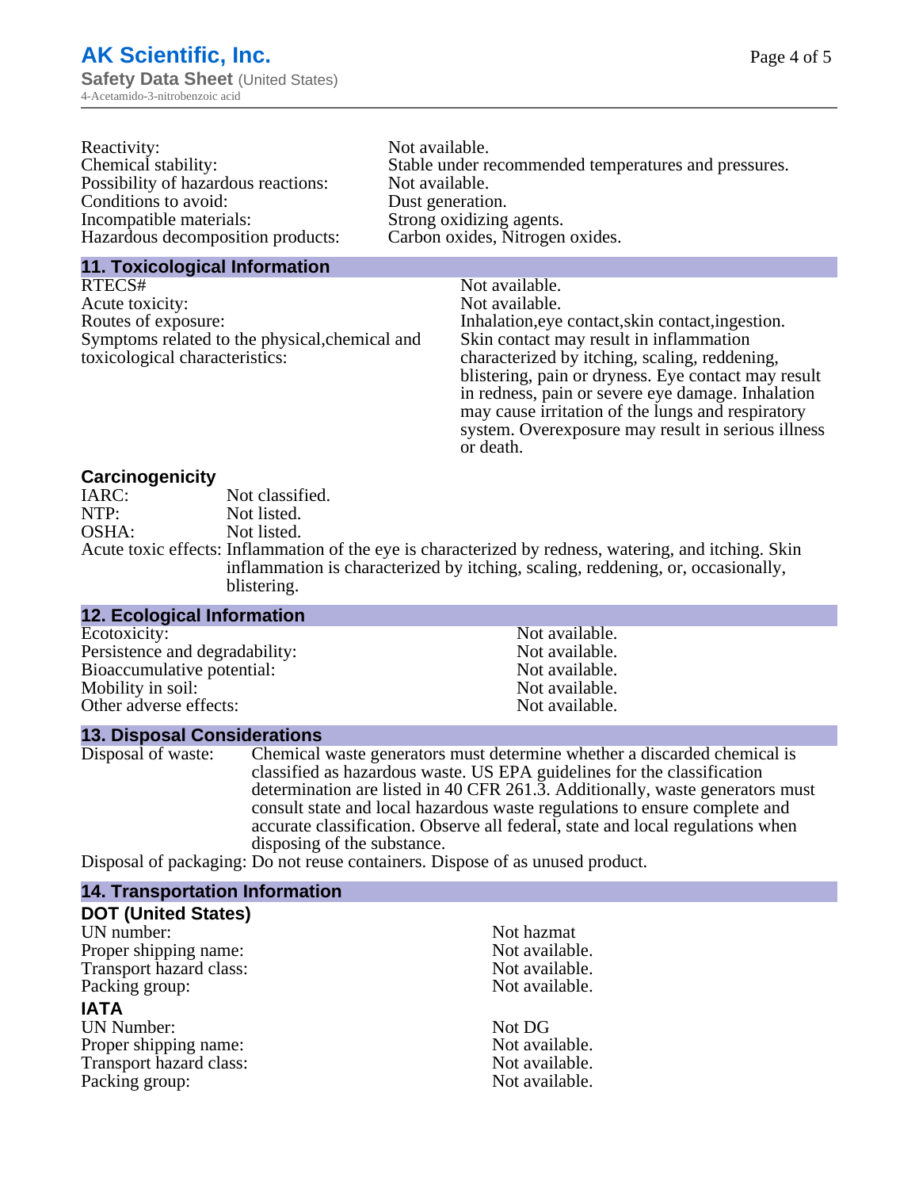Reactivity: Not available.
Chemical stability: Stable under recommended temperatures and pressures.
Possibility of hazardous reactions: Not available.
Conditions to avoid: Dust generation.
Incompatible materials: Strong oxidizing agents.
Hazardous decomposition products: Carbon oxides, Nitrogen oxides.

## 11. Toxicological Information

RTECS#: Not available.
Acute toxicity: Not available.
Routes of exposure: Inhalation,eye contact,skin contact,ingestion.
Symptoms related to the physical,chemical and toxicological characteristics: Skin contact may result in inflammation characterized by itching, scaling, reddening, blistering, pain or dryness. Eye contact may result in redness, pain or severe eye damage. Inhalation may cause irritation of the lungs and respiratory system. Overexposure may result in serious illness or death.

### Carcinogenicity

IARC: Not classified.
NTP: Not listed.
OSHA: Not listed.
Acute toxic effects: Inflammation of the eye is characterized by redness, watering, and itching. Skin inflammation is characterized by itching, scaling, reddening, or, occasionally, blistering.

## 12. Ecological Information

Ecotoxicity: Not available.
Persistence and degradability: Not available.
Bioaccumulative potential: Not available.
Mobility in soil: Not available.
Other adverse effects: Not available.

## 13. Disposal Considerations

Disposal of waste: Chemical waste generators must determine whether a discarded chemical is classified as hazardous waste. US EPA guidelines for the classification determination are listed in 40 CFR 261.3. Additionally, waste generators must consult state and local hazardous waste regulations to ensure complete and accurate classification. Observe all federal, state and local regulations when disposing of the substance.
Disposal of packaging: Do not reuse containers. Dispose of as unused product.

## 14. Transportation Information

### DOT (United States)

UN number: Not hazmat
Proper shipping name: Not available.
Transport hazard class: Not available.
Packing group: Not available.

### IATA

UN Number: Not DG
Proper shipping name: Not available.
Transport hazard class: Not available.
Packing group: Not available.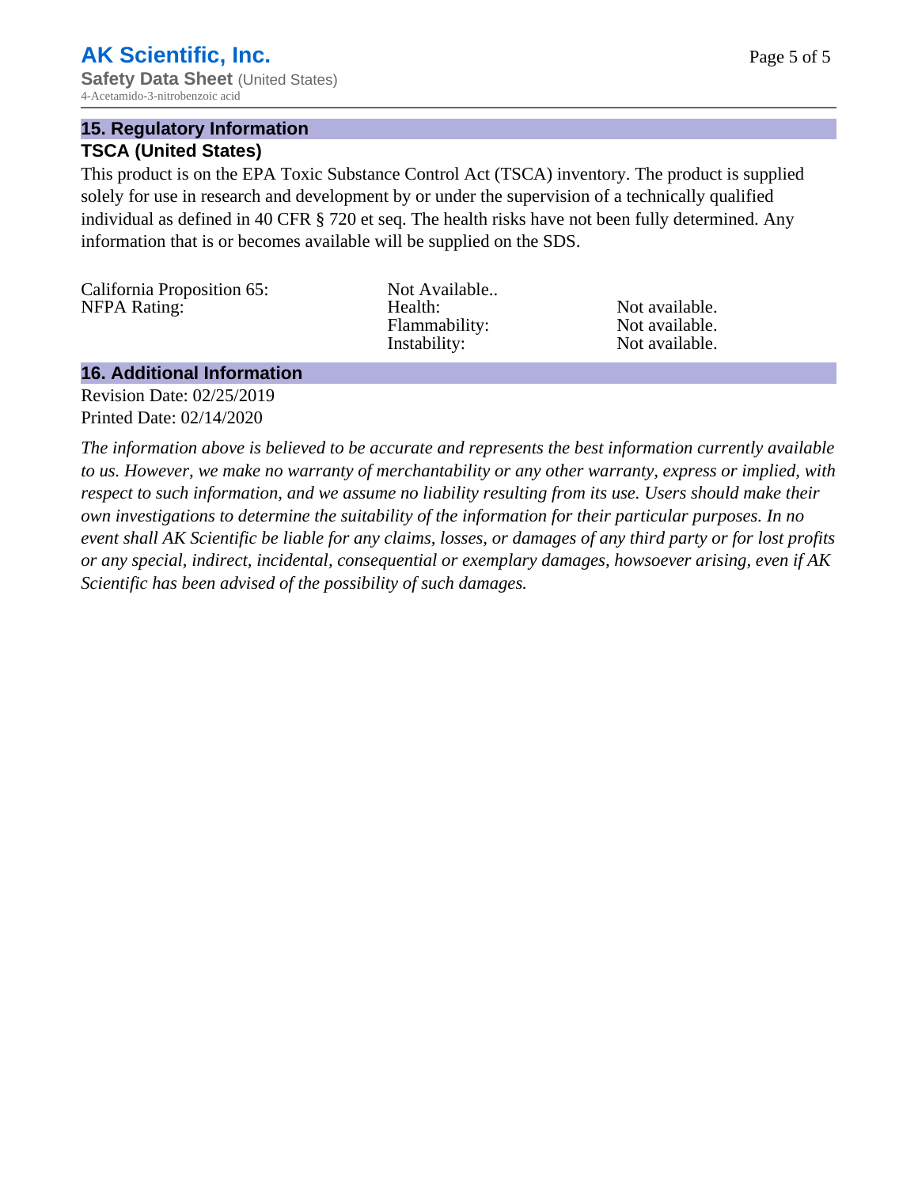## 15. Regulatory Information

### TSCA (United States)

This product is on the EPA Toxic Substance Control Act (TSCA) inventory. The product is supplied solely for use in research and development by or under the supervision of a technically qualified individual as defined in 40 CFR § 720 et seq. The health risks have not been fully determined. Any information that is or becomes available will be supplied on the SDS.

| | | |
|---|---|---|
| California Proposition 65: | Not Available.. | |
| NFPA Rating: | Health: | Not available. |
| | Flammability: | Not available. |
| | Instability: | Not available. |

## 16. Additional Information

Revision Date: 02/25/2019
Printed Date: 02/14/2020

*The information above is believed to be accurate and represents the best information currently available to us. However, we make no warranty of merchantability or any other warranty, express or implied, with respect to such information, and we assume no liability resulting from its use. Users should make their own investigations to determine the suitability of the information for their particular purposes. In no event shall AK Scientific be liable for any claims, losses, or damages of any third party or for lost profits or any special, indirect, incidental, consequential or exemplary damages, howsoever arising, even if AK Scientific has been advised of the possibility of such damages.*